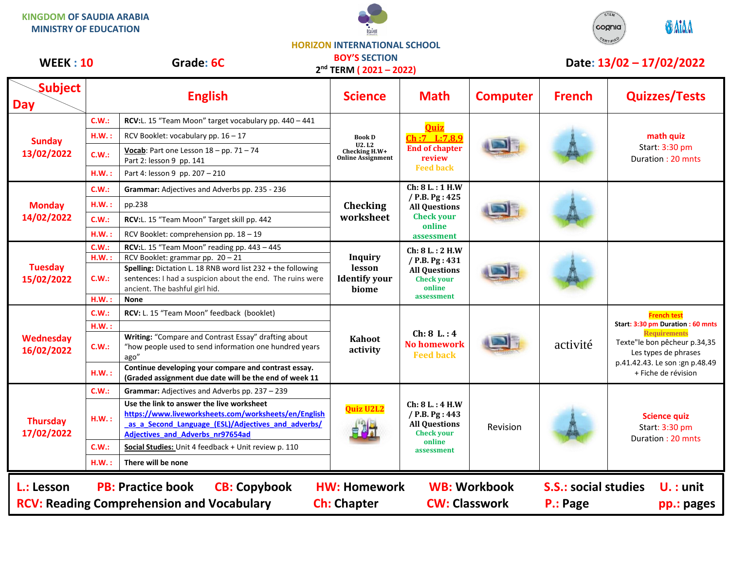KINGDOM OF SAUDIA ARABIA
MINISTRY OF EDUCATION

HORIZON INTERNATIONAL SCHOOL
BOY'S SECTION
2nd TERM ( 2021 – 2022)

**WEEK : 10** **Grade: 6C** **Date: 13/02 – 17/02/2022**

| Day \ Subject | | English | Science | Math | Computer | French | Quizzes/Tests |
|---|---|---|---|---|---|---|---|
| Sunday 13/02/2022 | C.W.: | RCV:L. 15 "Team Moon" target vocabulary pp. 440 – 441 | Book D U2. L2 Checking H.W+ Online Assignment | Quiz Ch :7 L:7,8,9 End of chapter review Feed back | | | math quiz Start: 3:30 pm Duration : 20 mnts |
| | H.W. : | RCV Booklet: vocabulary pp. 16 – 17 | | | | | |
| | C.W.: | Vocab: Part one Lesson 18 – pp. 71 – 74 Part 2: lesson 9 pp. 141 | | | | | |
| | H.W. : | Part 4: lesson 9 pp. 207 – 210 | | | | | |
| Monday 14/02/2022 | C.W.: | Grammar: Adjectives and Adverbs pp. 235 - 236 | Checking worksheet | Ch: 8 L. : 1 H.W / P.B. Pg : 425 All Questions Check your online assessment | | | |
| | H.W. : | pp.238 | | | | | |
| | C.W.: | RCV:L. 15 "Team Moon" Target skill pp. 442 | | | | | |
| | H.W. : | RCV Booklet: comprehension pp. 18 – 19 | | | | | |
| Tuesday 15/02/2022 | C.W.: | RCV:L. 15 "Team Moon" reading pp. 443 – 445 | Inquiry lesson Identify your biome | Ch: 8 L. : 2 H.W / P.B. Pg : 431 All Questions Check your online assessment | | | |
| | H.W. : | RCV Booklet: grammar pp. 20 – 21 | | | | | |
| | C.W.: | Spelling: Dictation L. 18 RNB word list 232 + the following sentences: I had a suspicion about the end. The ruins were ancient. The bashful girl hid. | | | | | |
| | H.W. : | None | | | | | |
| Wednesday 16/02/2022 | C.W.: | RCV: L. 15 "Team Moon" feedback (booklet) | Kahoot activity | Ch: 8 L. : 4 No homework Feed back | | activité | French test Start: 3:30 pm Duration : 60 mnts Requirements Texte"le bon pêcheur p.34,35 Les types de phrases p.41.42.43. Le son :gn p.48.49 + Fiche de révision |
| | H.W. : | | | | | | |
| | C.W.: | Writing: "Compare and Contrast Essay" drafting about "how people used to send information one hundred years ago" | | | | | |
| | H.W. : | Continue developing your compare and contrast essay. (Graded assignment due date will be the end of week 11 | | | | | |
| Thursday 17/02/2022 | C.W.: | Grammar: Adjectives and Adverbs pp. 237 – 239 | Quiz U2L2 | Ch: 8 L. : 4 H.W / P.B. Pg : 443 All Questions Check your online assessment | Revision | | Science quiz Start: 3:30 pm Duration : 20 mnts |
| | H.W. : | Use the link to answer the live worksheet https://www.liveworksheets.com/worksheets/en/English_as_a_Second_Language_(ESL)/Adjectives_and_adverbs/Adjectives_and_Adverbs_nr97654ad | | | | | |
| | C.W.: | Social Studies: Unit 4 feedback + Unit review p. 110 | | | | | |
| | H.W. : | There will be none | | | | | |

L.: Lesson PB: Practice book CB: Copybook HW: Homework WB: Workbook S.S.: social studies U. : unit
RCV: Reading Comprehension and Vocabulary Ch: Chapter CW: Classwork P.: Page pp.: pages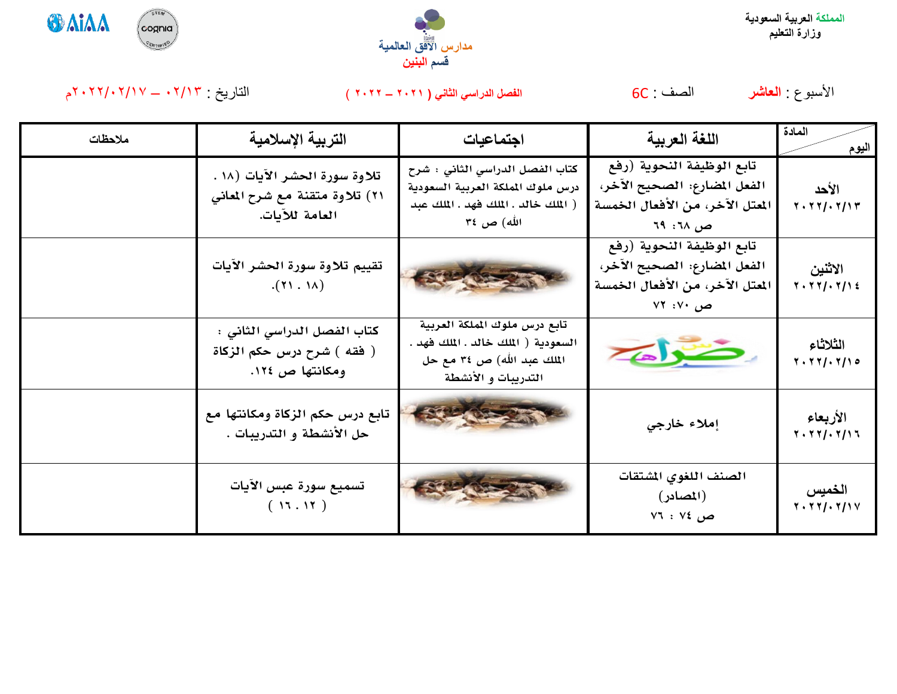المملكة العربية السعودية
وزارة التعليم

مدارس الأفق العالمية
قسم البنين

الأسبوع : العاشر　　الصف : 6C　　الفصل الدراسي الثاني ( ٢٠٢١ – ٢٠٢٢ )　　التاريخ : ٠٢/١٣ – ٢٠٢٢/٠٢/١٧م

| اليوم / المادة | اللغة العربية | اجتماعيات | التربية الإسلامية | ملاحظات |
|---|---|---|---|---|
| الأحد ٢٠٢٢/٠٢/١٣ | تابع الوظيفة النحوية (رفع الفعل المضارع: الصحيح الآخر، المعتل الآخر، من الأفعال الخمسة ص ٦٨: ٦٩ | كتاب الفصل الدراسي الثاني : شرح درس ملوك المملكة العربية السعودية ( الملك خالد . الملك فهد . الملك عبد الله) ص ٣٤ | تلاوة سورة الحشر الآيات (١٨ . ٢١) تلاوة متقنة مع شرح المعاني العامة للآيات. | |
| الاثنين ٢٠٢٢/٠٢/١٤ | تابع الوظيفة النحوية (رفع الفعل المضارع: الصحيح الآخر، المعتل الآخر، من الأفعال الخمسة ص ٧٠: ٧٢ | | تقييم تلاوة سورة الحشر الآيات (١٨ . ٢١). | |
| الثلاثاء ٢٠٢٢/٠٢/١٥ | | تابع درس ملوك المملكة العربية السعودية ( الملك خالد . الملك فهد . الملك عبد الله) ص ٣٤ مع حل التدريبات و الأنشطة | كتاب الفصل الدراسي الثاني : ( فقه ) شرح درس حكم الزكاة ومكانتها ص ١٢٤. | |
| الأربعاء ٢٠٢٢/٠٢/١٦ | إملاء خارجي | | تابع درس حكم الزكاة ومكانتها مع حل الأنشطة و التدريبات . | |
| الخميس ٢٠٢٢/٠٢/١٧ | الصنف اللغوي المشتقات (المصادر) ص ٧٤ : ٧٦ | | تسميع سورة عبس الآيات ( ١٢ . ١٦ ) | |